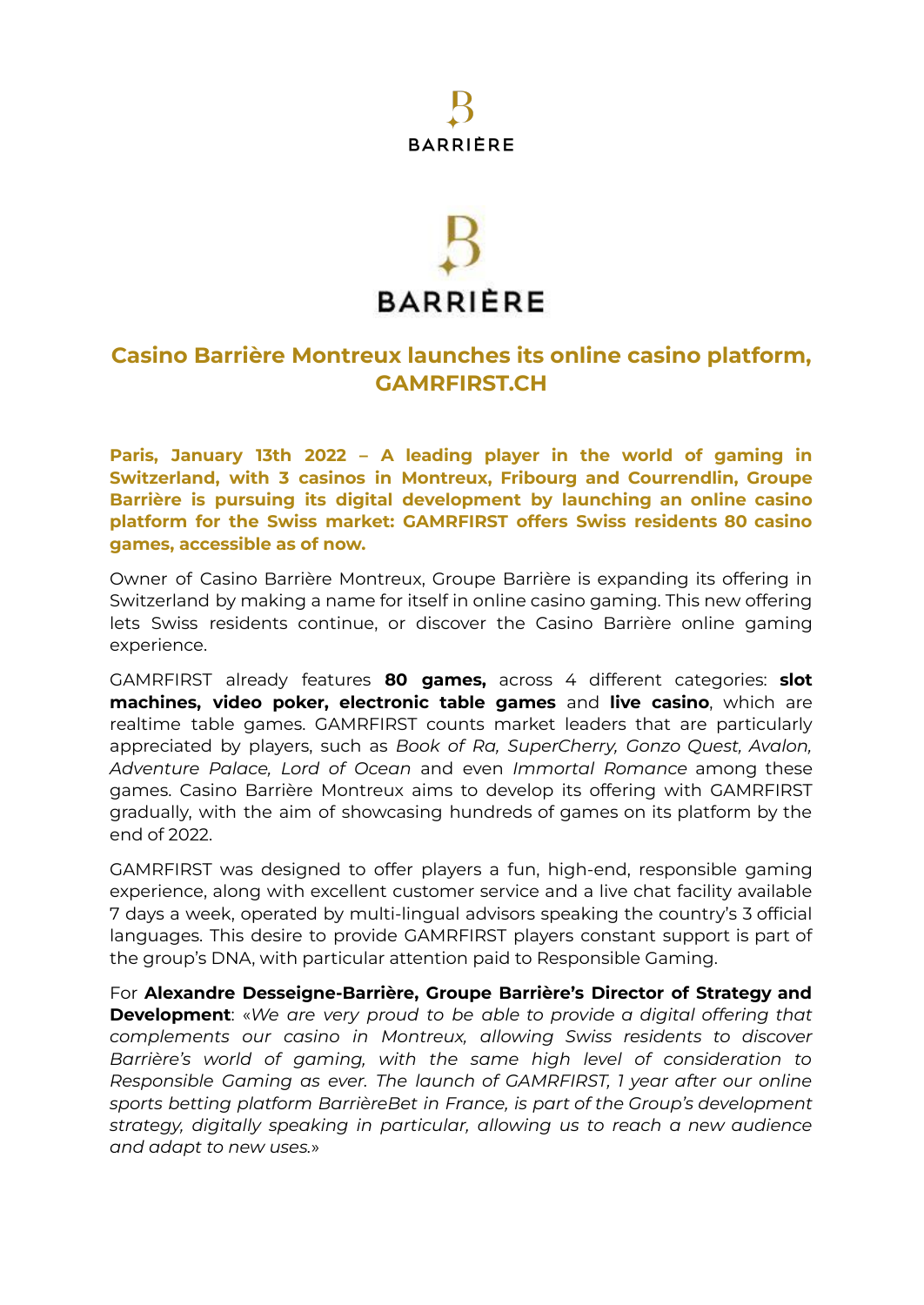BARRIÈRE

BARRIÈRE

# Casino Barrière Montreux launches its online casino platform, GAMRFIRST.CH

**Paris, January 13th 2022 – A leading player in the world of gaming in Switzerland, with 3 casinos in Montreux, Fribourg and Courrendlin, Groupe Barrière is pursuing its digital development by launching an online casino platform for the Swiss market: GAMRFIRST offers Swiss residents 80 casino games, accessible as of now.**

Owner of Casino Barrière Montreux, Groupe Barrière is expanding its offering in Switzerland by making a name for itself in online casino gaming. This new offering lets Swiss residents continue, or discover the Casino Barrière online gaming experience.

GAMRFIRST already features **80 games,** across 4 different categories: **slot machines, video poker, electronic table games** and **live casino**, which are realtime table games. GAMRFIRST counts market leaders that are particularly appreciated by players, such as *Book of Ra, SuperCherry, Gonzo Quest, Avalon, Adventure Palace, Lord of Ocean* and even *Immortal Romance* among these games. Casino Barrière Montreux aims to develop its offering with GAMRFIRST gradually, with the aim of showcasing hundreds of games on its platform by the end of 2022.

GAMRFIRST was designed to offer players a fun, high-end, responsible gaming experience, along with excellent customer service and a live chat facility available 7 days a week, operated by multi-lingual advisors speaking the country's 3 official languages. This desire to provide GAMRFIRST players constant support is part of the group's DNA, with particular attention paid to Responsible Gaming.

For **Alexandre Desseigne-Barrière, Groupe Barrière's Director of Strategy and Development**: «*We are very proud to be able to provide a digital offering that complements our casino in Montreux, allowing Swiss residents to discover Barrière's world of gaming, with the same high level of consideration to Responsible Gaming as ever. The launch of GAMRFIRST, 1 year after our online sports betting platform BarrièreBet in France, is part of the Group's development strategy, digitally speaking in particular, allowing us to reach a new audience and adapt to new uses.*»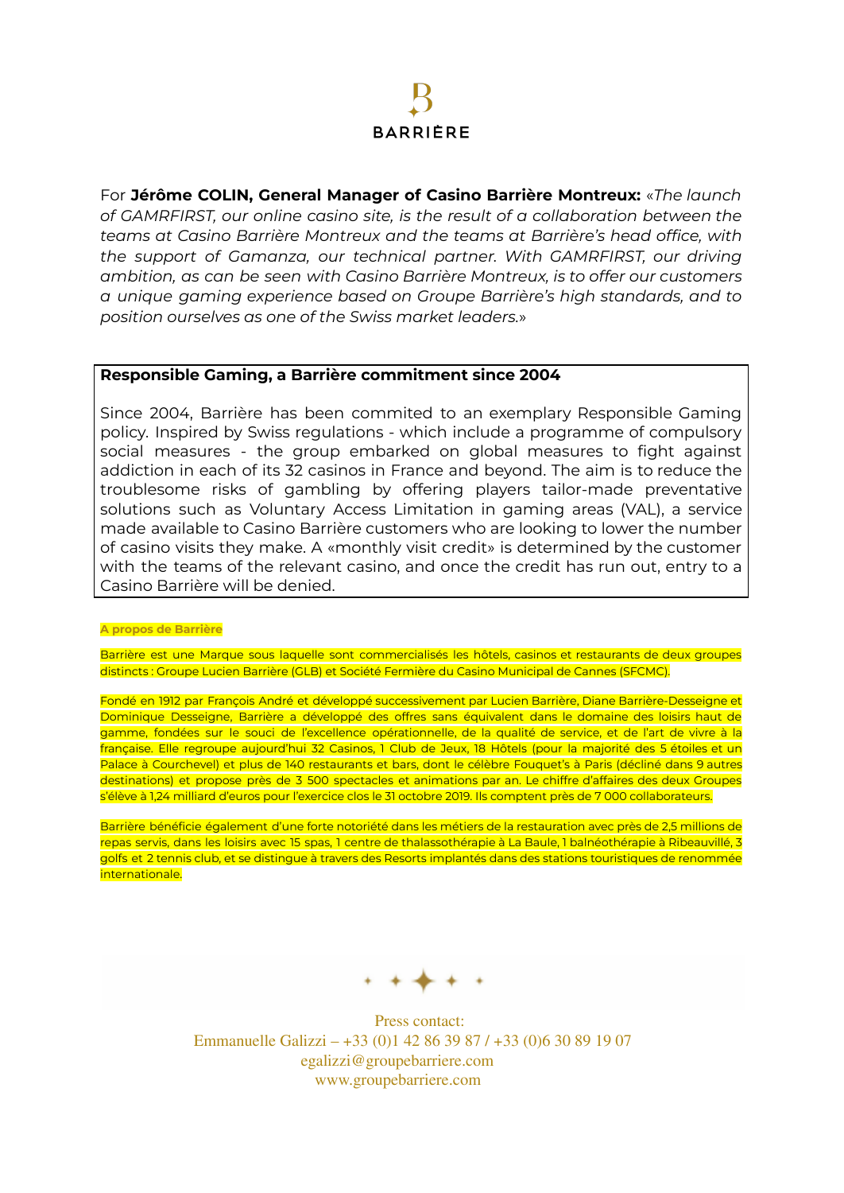For **Jérôme COLIN, General Manager of Casino Barrière Montreux:** «*The launch of GAMRFIRST, our online casino site, is the result of a collaboration between the teams at Casino Barrière Montreux and the teams at Barrière's head office, with the support of Gamanza, our technical partner. With GAMRFIRST, our driving ambition, as can be seen with Casino Barrière Montreux, is to offer our customers a unique gaming experience based on Groupe Barrière's high standards, and to position ourselves as one of the Swiss market leaders.*»

**Responsible Gaming, a Barrière commitment since 2004**

Since 2004, Barrière has been commited to an exemplary Responsible Gaming policy. Inspired by Swiss regulations - which include a programme of compulsory social measures - the group embarked on global measures to fight against addiction in each of its 32 casinos in France and beyond. The aim is to reduce the troublesome risks of gambling by offering players tailor-made preventative solutions such as Voluntary Access Limitation in gaming areas (VAL), a service made available to Casino Barrière customers who are looking to lower the number of casino visits they make. A «monthly visit credit» is determined by the customer with the teams of the relevant casino, and once the credit has run out, entry to a Casino Barrière will be denied.

**A propos de Barrière**

Barrière est une Marque sous laquelle sont commercialisés les hôtels, casinos et restaurants de deux groupes distincts : Groupe Lucien Barrière (GLB) et Société Fermière du Casino Municipal de Cannes (SFCMC).

Fondé en 1912 par François André et développé successivement par Lucien Barrière, Diane Barrière-Desseigne et Dominique Desseigne, Barrière a développé des offres sans équivalent dans le domaine des loisirs haut de gamme, fondées sur le souci de l'excellence opérationnelle, de la qualité de service, et de l'art de vivre à la française. Elle regroupe aujourd'hui 32 Casinos, 1 Club de Jeux, 18 Hôtels (pour la majorité des 5 étoiles et un Palace à Courchevel) et plus de 140 restaurants et bars, dont le célèbre Fouquet's à Paris (décliné dans 9 autres destinations) et propose près de 3 500 spectacles et animations par an. Le chiffre d'affaires des deux Groupes s'élève à 1,24 milliard d'euros pour l'exercice clos le 31 octobre 2019. Ils comptent près de 7 000 collaborateurs.

Barrière bénéficie également d'une forte notoriété dans les métiers de la restauration avec près de 2,5 millions de repas servis, dans les loisirs avec 15 spas, 1 centre de thalassothérapie à La Baule, 1 balnéothérapie à Ribeauvillé, 3 golfs et 2 tennis club, et se distingue à travers des Resorts implantés dans des stations touristiques de renommée internationale.

Press contact:
Emmanuelle Galizzi – +33 (0)1 42 86 39 87 / +33 (0)6 30 89 19 07
egalizzi@groupebarriere.com
www.groupebarriere.com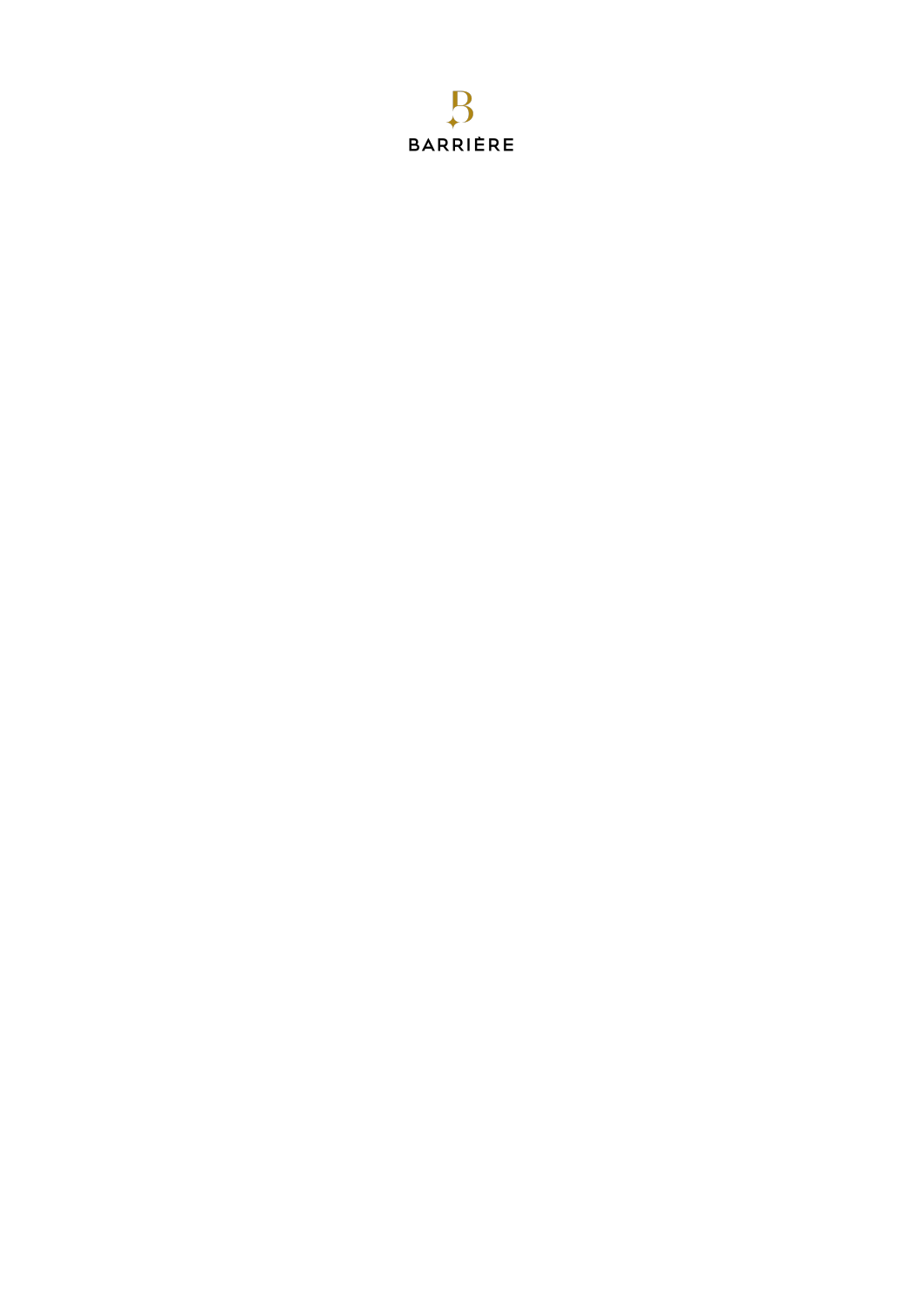BARRIÈRE